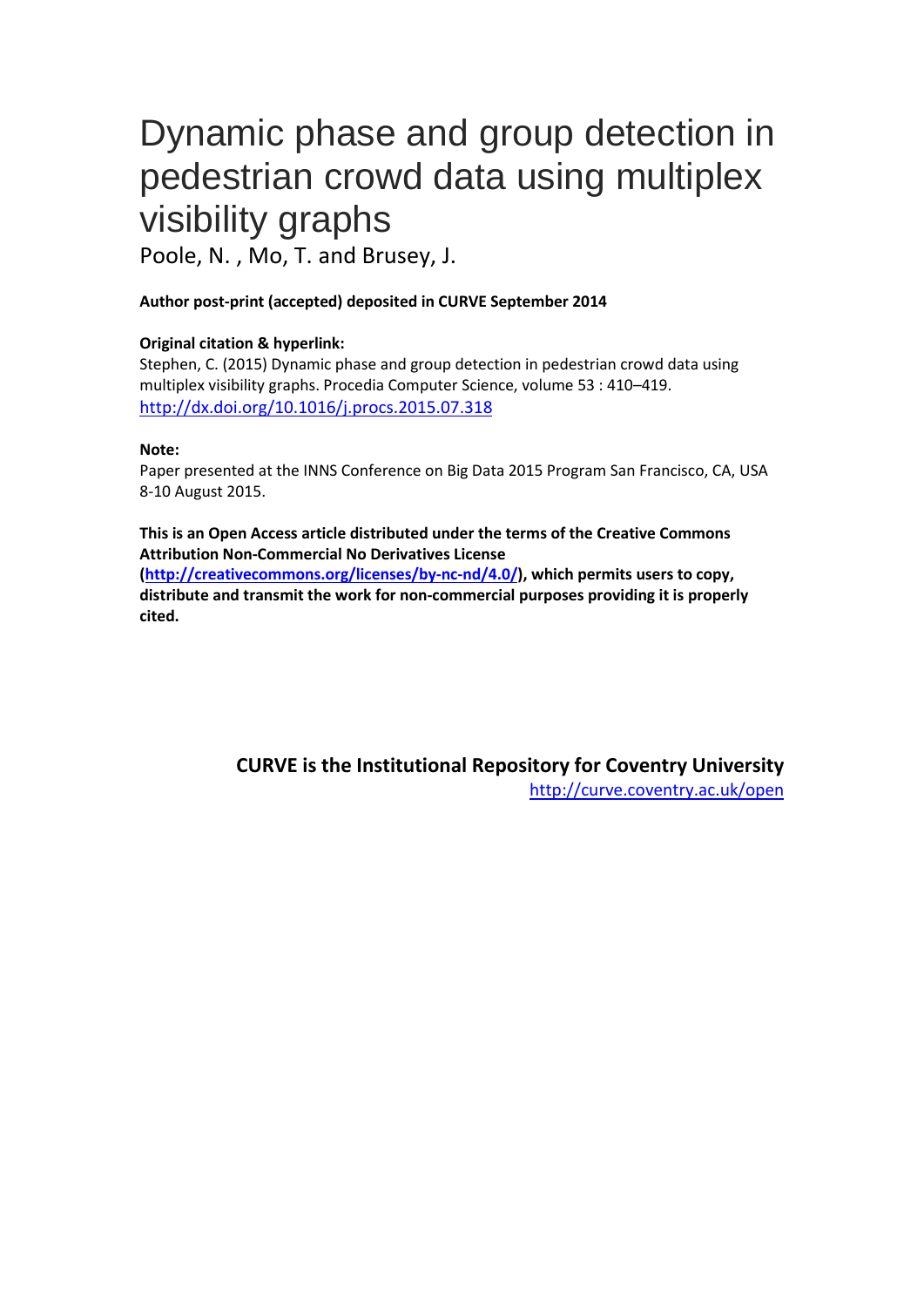# Dynamic phase and group detection in pedestrian crowd data using multiplex visibility graphs

Poole, N. , Mo, T. and Brusey, J.

**Author post-print (accepted) deposited in CURVE September 2014**

**Original citation & hyperlink:**

Stephen, C. (2015) Dynamic phase and group detection in pedestrian crowd data using multiplex visibility graphs. Procedia Computer Science, volume 53 : 410–419.

http://dx.doi.org/10.1016/j.procs.2015.07.318

**Note:**

Paper presented at the INNS Conference on Big Data 2015 Program San Francisco, CA, USA 8-10 August 2015.

**This is an Open Access article distributed under the terms of the Creative Commons Attribution Non-Commercial No Derivatives License (http://creativecommons.org/licenses/by-nc-nd/4.0/), which permits users to copy, distribute and transmit the work for non-commercial purposes providing it is properly cited.**

**CURVE is the Institutional Repository for Coventry University**

http://curve.coventry.ac.uk/open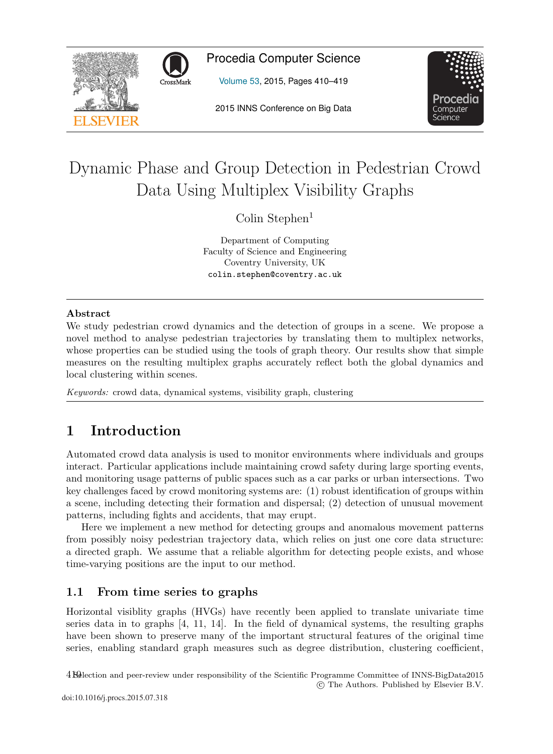# Dynamic Phase and Group Detection in Pedestrian Crowd Data Using Multiplex Visibility Graphs

Colin Stephen[1]

Department of Computing
Faculty of Science and Engineering
Coventry University, UK
colin.stephen@coventry.ac.uk

### Abstract

We study pedestrian crowd dynamics and the detection of groups in a scene. We propose a novel method to analyse pedestrian trajectories by translating them to multiplex networks, whose properties can be studied using the tools of graph theory. Our results show that simple measures on the resulting multiplex graphs accurately reflect both the global dynamics and local clustering within scenes.

*Keywords:* crowd data, dynamical systems, visibility graph, clustering

## 1 Introduction

Automated crowd data analysis is used to monitor environments where individuals and groups interact. Particular applications include maintaining crowd safety during large sporting events, and monitoring usage patterns of public spaces such as a car parks or urban intersections. Two key challenges faced by crowd monitoring systems are: (1) robust identification of groups within a scene, including detecting their formation and dispersal; (2) detection of unusual movement patterns, including fights and accidents, that may erupt.

Here we implement a new method for detecting groups and anomalous movement patterns from possibly noisy pedestrian trajectory data, which relies on just one core data structure: a directed graph. We assume that a reliable algorithm for detecting people exists, and whose time-varying positions are the input to our method.

### 1.1 From time series to graphs

Horizontal visiblity graphs (HVGs) have recently been applied to translate univariate time series data in to graphs [4, 11, 14]. In the field of dynamical systems, the resulting graphs have been shown to preserve many of the important structural features of the original time series, enabling standard graph measures such as degree distribution, clustering coefficient,

Selection and peer-review under responsibility of the Scientific Programme Committee of INNS-BigData2015
© The Authors. Published by Elsevier B.V.

doi:10.1016/j.procs.2015.07.318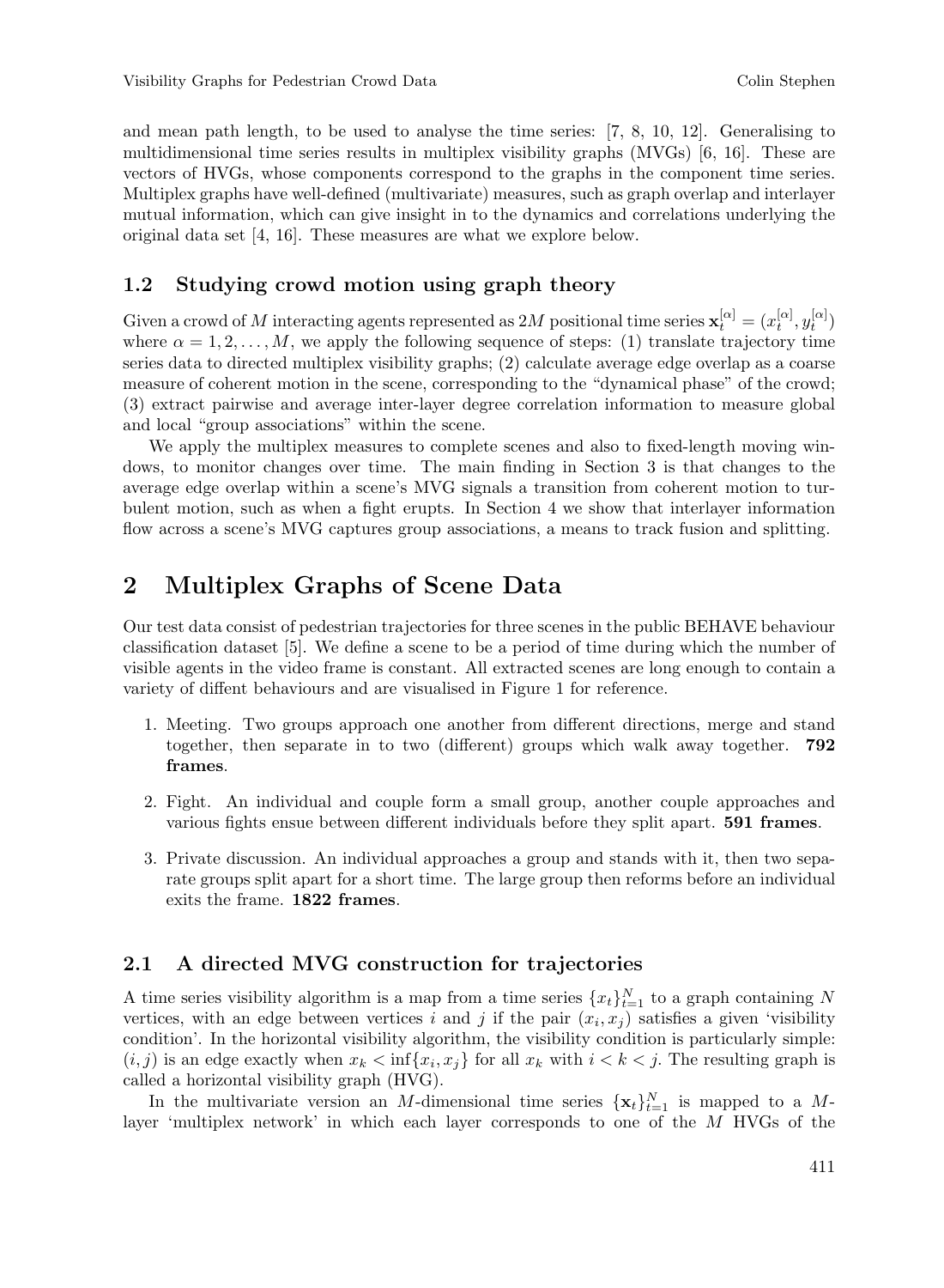and mean path length, to be used to analyse the time series: [7, 8, 10, 12]. Generalising to multidimensional time series results in multiplex visibility graphs (MVGs) [6, 16]. These are vectors of HVGs, whose components correspond to the graphs in the component time series. Multiplex graphs have well-defined (multivariate) measures, such as graph overlap and interlayer mutual information, which can give insight in to the dynamics and correlations underlying the original data set [4, 16]. These measures are what we explore below.

### 1.2 Studying crowd motion using graph theory

Given a crowd of $M$ interacting agents represented as $2M$ positional time series $\mathbf{x}_t^{[\alpha]} = (x_t^{[\alpha]}, y_t^{[\alpha]})$ where $\alpha = 1, 2, \ldots, M$, we apply the following sequence of steps: (1) translate trajectory time series data to directed multiplex visibility graphs; (2) calculate average edge overlap as a coarse measure of coherent motion in the scene, corresponding to the "dynamical phase" of the crowd; (3) extract pairwise and average inter-layer degree correlation information to measure global and local "group associations" within the scene.

We apply the multiplex measures to complete scenes and also to fixed-length moving windows, to monitor changes over time. The main finding in Section 3 is that changes to the average edge overlap within a scene's MVG signals a transition from coherent motion to turbulent motion, such as when a fight erupts. In Section 4 we show that interlayer information flow across a scene's MVG captures group associations, a means to track fusion and splitting.

## 2 Multiplex Graphs of Scene Data

Our test data consist of pedestrian trajectories for three scenes in the public BEHAVE behaviour classification dataset [5]. We define a scene to be a period of time during which the number of visible agents in the video frame is constant. All extracted scenes are long enough to contain a variety of diffent behaviours and are visualised in Figure 1 for reference.

1. Meeting. Two groups approach one another from different directions, merge and stand together, then separate in to two (different) groups which walk away together. **792 frames**.
2. Fight. An individual and couple form a small group, another couple approaches and various fights ensue between different individuals before they split apart. **591 frames**.
3. Private discussion. An individual approaches a group and stands with it, then two separate groups split apart for a short time. The large group then reforms before an individual exits the frame. **1822 frames**.

### 2.1 A directed MVG construction for trajectories

A time series visibility algorithm is a map from a time series $\{x_t\}_{t=1}^N$ to a graph containing $N$ vertices, with an edge between vertices $i$ and $j$ if the pair $(x_i, x_j)$ satisfies a given 'visibility condition'. In the horizontal visibility algorithm, the visibility condition is particularly simple: $(i, j)$ is an edge exactly when $x_k < \inf\{x_i, x_j\}$ for all $x_k$ with $i < k < j$. The resulting graph is called a horizontal visibility graph (HVG).

In the multivariate version an $M$-dimensional time series $\{\mathbf{x}_t\}_{t=1}^N$ is mapped to a $M$-layer 'multiplex network' in which each layer corresponds to one of the $M$ HVGs of the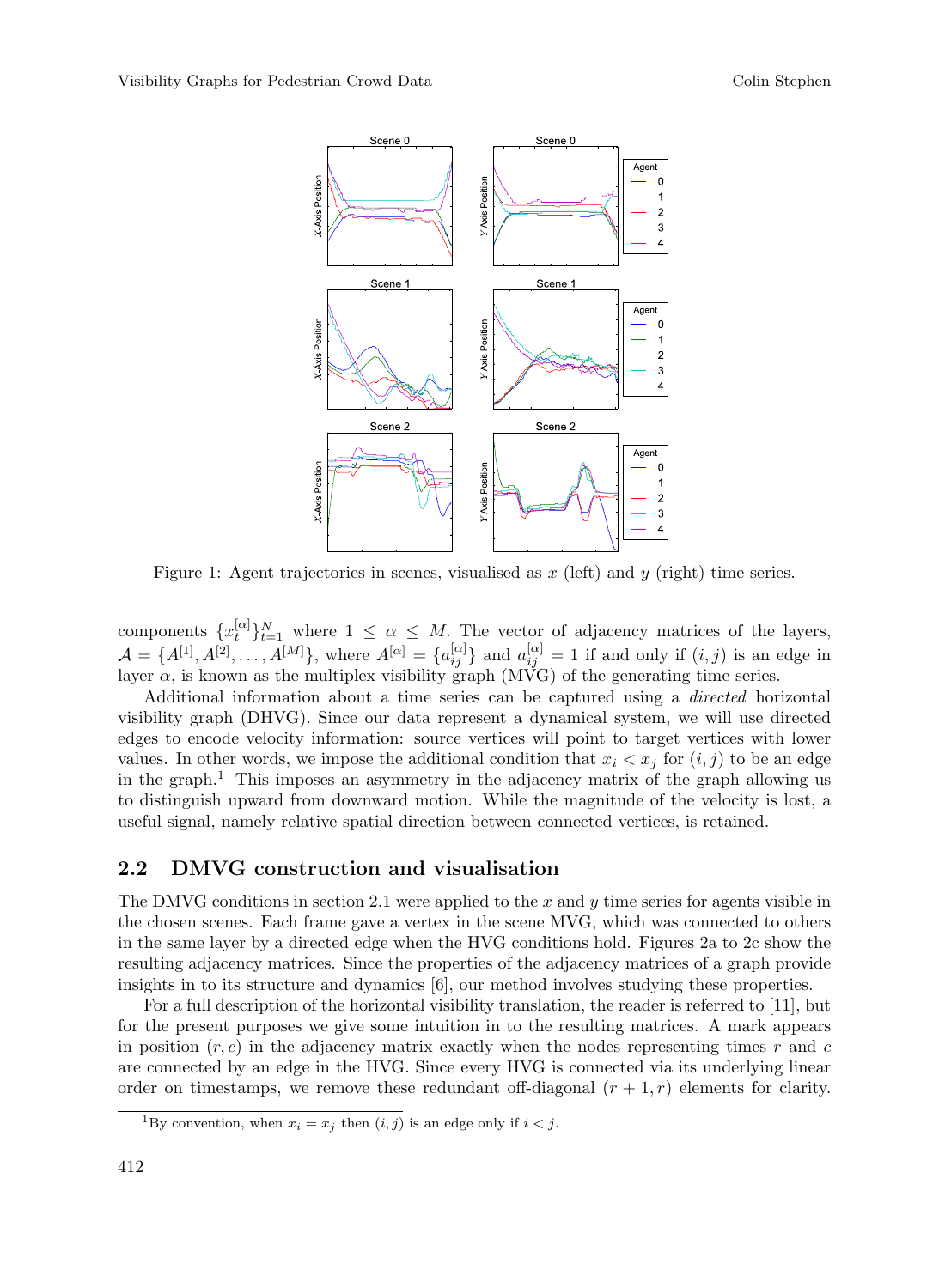Scene 0

X-Axis Position

Scene 0

Y-Axis Position

Agent
0
1
2
3
4

Scene 1

X-Axis Position

Scene 1

Y-Axis Position

Agent
0
1
2
3
4

Scene 2

X-Axis Position

Scene 2

Y-Axis Position

Agent
0
1
2
3
4

Figure 1: Agent trajectories in scenes, visualised as $x$ (left) and $y$ (right) time series.

components $\{x_t^{[\alpha]}\}_{t=1}^{N}$ where $1 \leq \alpha \leq M$. The vector of adjacency matrices of the layers, $\mathcal{A} = \{A^{[1]}, A^{[2]}, \ldots, A^{[M]}\}$, where $A^{[\alpha]} = \{a_{ij}^{[\alpha]}\}$ and $a_{ij}^{[\alpha]} = 1$ if and only if $(i, j)$ is an edge in layer $\alpha$, is known as the multiplex visibility graph (MVG) of the generating time series.

Additional information about a time series can be captured using a *directed* horizontal visibility graph (DHVG). Since our data represent a dynamical system, we will use directed edges to encode velocity information: source vertices will point to target vertices with lower values. In other words, we impose the additional condition that $x_i < x_j$ for $(i, j)$ to be an edge in the graph.[1] This imposes an asymmetry in the adjacency matrix of the graph allowing us to distinguish upward from downward motion. While the magnitude of the velocity is lost, a useful signal, namely relative spatial direction between connected vertices, is retained.

## 2.2 DMVG construction and visualisation

The DMVG conditions in section 2.1 were applied to the $x$ and $y$ time series for agents visible in the chosen scenes. Each frame gave a vertex in the scene MVG, which was connected to others in the same layer by a directed edge when the HVG conditions hold. Figures 2a to 2c show the resulting adjacency matrices. Since the properties of the adjacency matrices of a graph provide insights in to its structure and dynamics [6], our method involves studying these properties.

For a full description of the horizontal visibility translation, the reader is referred to [11], but for the present purposes we give some intuition in to the resulting matrices. A mark appears in position $(r, c)$ in the adjacency matrix exactly when the nodes representing times $r$ and $c$ are connected by an edge in the HVG. Since every HVG is connected via its underlying linear order on timestamps, we remove these redundant off-diagonal $(r + 1, r)$ elements for clarity.

[1] By convention, when $x_i = x_j$ then $(i, j)$ is an edge only if $i < j$.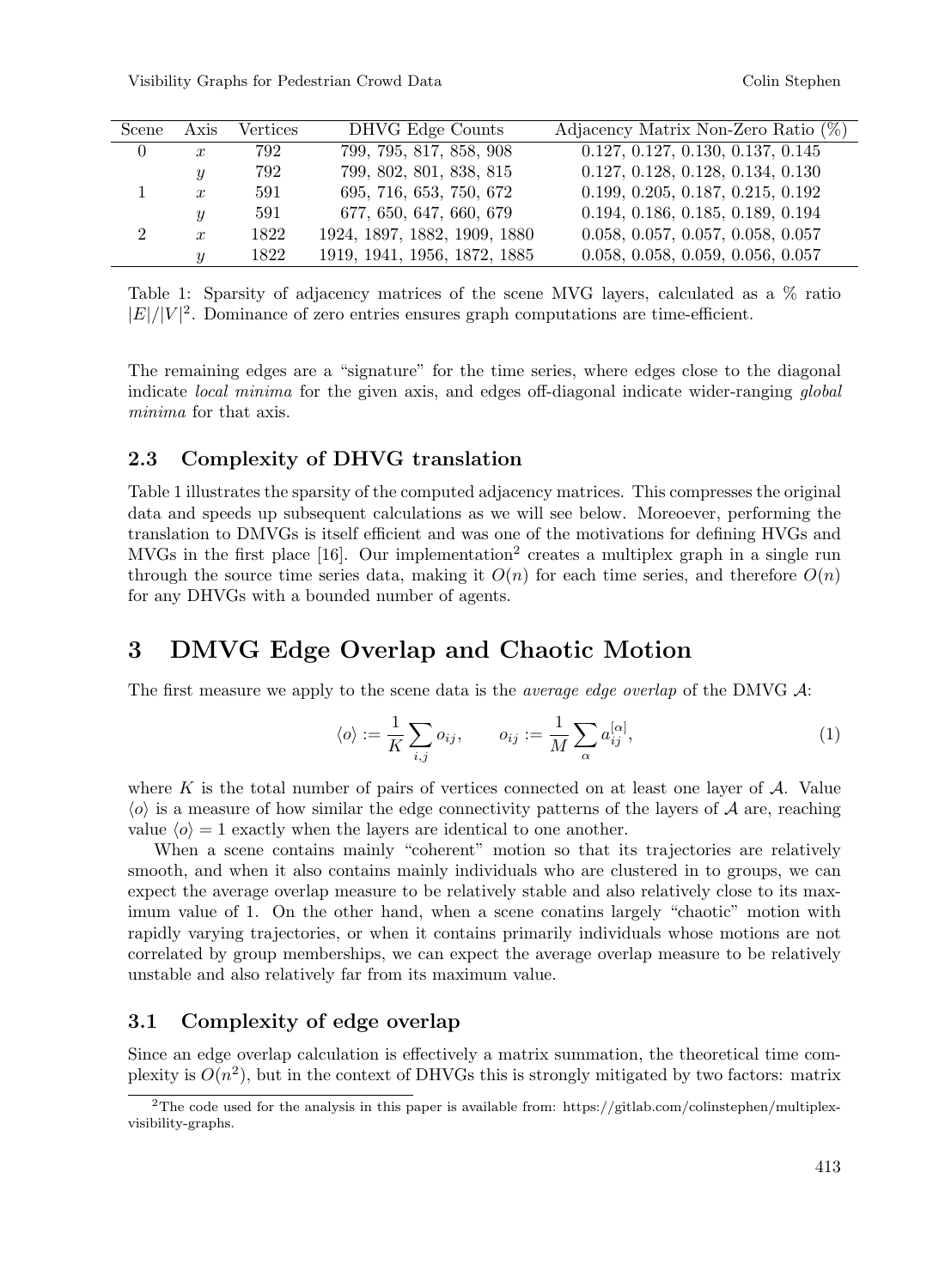| Scene | Axis | Vertices | DHVG Edge Counts | Adjacency Matrix Non-Zero Ratio (%) |
|---|---|---|---|---|
| 0 | $x$ | 792 | 799, 795, 817, 858, 908 | 0.127, 0.127, 0.130, 0.137, 0.145 |
| | $y$ | 792 | 799, 802, 801, 838, 815 | 0.127, 0.128, 0.128, 0.134, 0.130 |
| 1 | $x$ | 591 | 695, 716, 653, 750, 672 | 0.199, 0.205, 0.187, 0.215, 0.192 |
| | $y$ | 591 | 677, 650, 647, 660, 679 | 0.194, 0.186, 0.185, 0.189, 0.194 |
| 2 | $x$ | 1822 | 1924, 1897, 1882, 1909, 1880 | 0.058, 0.057, 0.057, 0.058, 0.057 |
| | $y$ | 1822 | 1919, 1941, 1956, 1872, 1885 | 0.058, 0.058, 0.059, 0.056, 0.057 |

Table 1: Sparsity of adjacency matrices of the scene MVG layers, calculated as a % ratio $|E|/|V|^2$. Dominance of zero entries ensures graph computations are time-efficient.

The remaining edges are a "signature" for the time series, where edges close to the diagonal indicate *local minima* for the given axis, and edges off-diagonal indicate wider-ranging *global minima* for that axis.

### 2.3 Complexity of DHVG translation

Table 1 illustrates the sparsity of the computed adjacency matrices. This compresses the original data and speeds up subsequent calculations as we will see below. Moreoever, performing the translation to DMVGs is itself efficient and was one of the motivations for defining HVGs and MVGs in the first place [16]. Our implementation[2] creates a multiplex graph in a single run through the source time series data, making it $O(n)$ for each time series, and therefore $O(n)$ for any DHVGs with a bounded number of agents.

## 3 DMVG Edge Overlap and Chaotic Motion

The first measure we apply to the scene data is the *average edge overlap* of the DMVG $\mathcal{A}$:

$$\langle o \rangle := \frac{1}{K} \sum_{i,j} o_{ij}, \qquad o_{ij} := \frac{1}{M} \sum_{\alpha} a_{ij}^{[\alpha]}, \tag{1}$$

where $K$ is the total number of pairs of vertices connected on at least one layer of $\mathcal{A}$. Value $\langle o \rangle$ is a measure of how similar the edge connectivity patterns of the layers of $\mathcal{A}$ are, reaching value $\langle o \rangle = 1$ exactly when the layers are identical to one another.

When a scene contains mainly "coherent" motion so that its trajectories are relatively smooth, and when it also contains mainly individuals who are clustered in to groups, we can expect the average overlap measure to be relatively stable and also relatively close to its maximum value of 1. On the other hand, when a scene conatins largely "chaotic" motion with rapidly varying trajectories, or when it contains primarily individuals whose motions are not correlated by group memberships, we can expect the average overlap measure to be relatively unstable and also relatively far from its maximum value.

### 3.1 Complexity of edge overlap

Since an edge overlap calculation is effectively a matrix summation, the theoretical time complexity is $O(n^2)$, but in the context of DHVGs this is strongly mitigated by two factors: matrix

[2] The code used for the analysis in this paper is available from: https://gitlab.com/colinstephen/multiplex-visibility-graphs.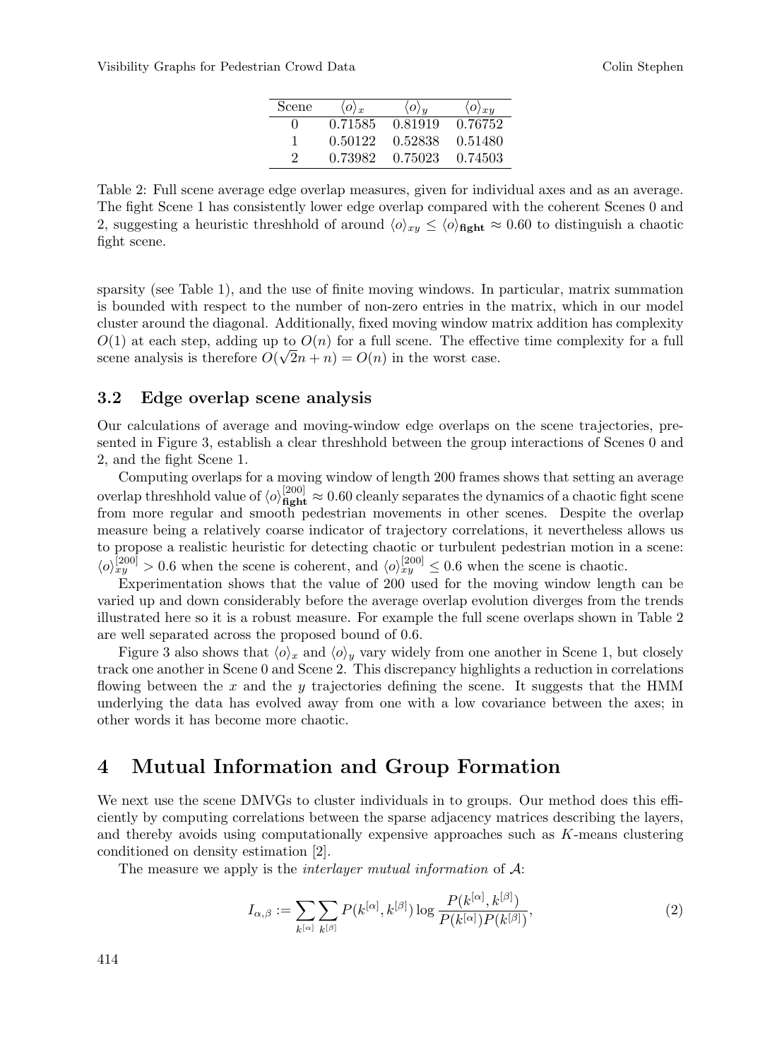| Scene | $\langle o \rangle_x$ | $\langle o \rangle_y$ | $\langle o \rangle_{xy}$ |
|---|---|---|---|
| 0 | 0.71585 | 0.81919 | 0.76752 |
| 1 | 0.50122 | 0.52838 | 0.51480 |
| 2 | 0.73982 | 0.75023 | 0.74503 |

Table 2: Full scene average edge overlap measures, given for individual axes and as an average. The fight Scene 1 has consistently lower edge overlap compared with the coherent Scenes 0 and 2, suggesting a heuristic threshhold of around $\langle o \rangle_{xy} \leq \langle o \rangle_{\mathbf{fight}} \approx 0.60$ to distinguish a chaotic fight scene.

sparsity (see Table 1), and the use of finite moving windows. In particular, matrix summation is bounded with respect to the number of non-zero entries in the matrix, which in our model cluster around the diagonal. Additionally, fixed moving window matrix addition has complexity $O(1)$ at each step, adding up to $O(n)$ for a full scene. The effective time complexity for a full scene analysis is therefore $O(\sqrt{2}n + n) = O(n)$ in the worst case.

### 3.2 Edge overlap scene analysis

Our calculations of average and moving-window edge overlaps on the scene trajectories, presented in Figure 3, establish a clear threshhold between the group interactions of Scenes 0 and 2, and the fight Scene 1.

Computing overlaps for a moving window of length 200 frames shows that setting an average overlap threshhold value of $\langle o \rangle^{[200]}_{\mathbf{fight}} \approx 0.60$ cleanly separates the dynamics of a chaotic fight scene from more regular and smooth pedestrian movements in other scenes. Despite the overlap measure being a relatively coarse indicator of trajectory correlations, it nevertheless allows us to propose a realistic heuristic for detecting chaotic or turbulent pedestrian motion in a scene: $\langle o \rangle^{[200]}_{xy} > 0.6$ when the scene is coherent, and $\langle o \rangle^{[200]}_{xy} \leq 0.6$ when the scene is chaotic.

Experimentation shows that the value of 200 used for the moving window length can be varied up and down considerably before the average overlap evolution diverges from the trends illustrated here so it is a robust measure. For example the full scene overlaps shown in Table 2 are well separated across the proposed bound of 0.6.

Figure 3 also shows that $\langle o \rangle_x$ and $\langle o \rangle_y$ vary widely from one another in Scene 1, but closely track one another in Scene 0 and Scene 2. This discrepancy highlights a reduction in correlations flowing between the $x$ and the $y$ trajectories defining the scene. It suggests that the HMM underlying the data has evolved away from one with a low covariance between the axes; in other words it has become more chaotic.

## 4 Mutual Information and Group Formation

We next use the scene DMVGs to cluster individuals in to groups. Our method does this efficiently by computing correlations between the sparse adjacency matrices describing the layers, and thereby avoids using computationally expensive approaches such as $K$-means clustering conditioned on density estimation [2].

The measure we apply is the *interlayer mutual information* of $\mathcal{A}$:

$$I_{\alpha,\beta} := \sum_{k^{[\alpha]}} \sum_{k^{[\beta]}} P(k^{[\alpha]}, k^{[\beta]}) \log \frac{P(k^{[\alpha]}, k^{[\beta]})}{P(k^{[\alpha]})P(k^{[\beta]})}, \tag{2}$$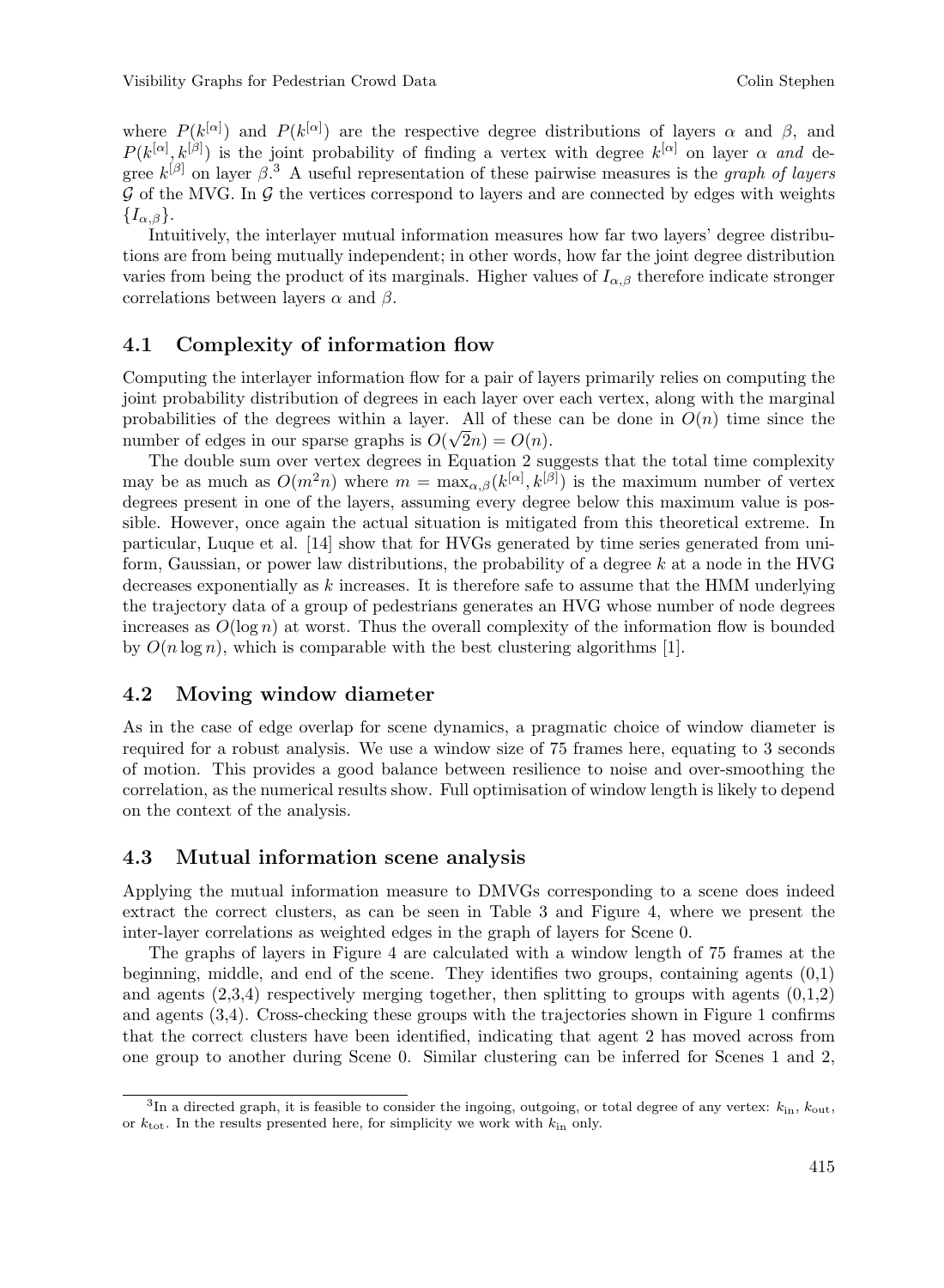where $P(k^{[\alpha]})$ and $P(k^{[\alpha]})$ are the respective degree distributions of layers $\alpha$ and $\beta$, and $P(k^{[\alpha]}, k^{[\beta]})$ is the joint probability of finding a vertex with degree $k^{[\alpha]}$ on layer $\alpha$ *and* degree $k^{[\beta]}$ on layer $\beta$.[3] A useful representation of these pairwise measures is the *graph of layers* $\mathcal{G}$ of the MVG. In $\mathcal{G}$ the vertices correspond to layers and are connected by edges with weights $\{I_{\alpha,\beta}\}$.

Intuitively, the interlayer mutual information measures how far two layers' degree distributions are from being mutually independent; in other words, how far the joint degree distribution varies from being the product of its marginals. Higher values of $I_{\alpha,\beta}$ therefore indicate stronger correlations between layers $\alpha$ and $\beta$.

## 4.1 Complexity of information flow

Computing the interlayer information flow for a pair of layers primarily relies on computing the joint probability distribution of degrees in each layer over each vertex, along with the marginal probabilities of the degrees within a layer. All of these can be done in $O(n)$ time since the number of edges in our sparse graphs is $O(\sqrt{2}n) = O(n)$.

The double sum over vertex degrees in Equation 2 suggests that the total time complexity may be as much as $O(m^2 n)$ where $m = \max_{\alpha,\beta}(k^{[\alpha]}, k^{[\beta]})$ is the maximum number of vertex degrees present in one of the layers, assuming every degree below this maximum value is possible. However, once again the actual situation is mitigated from this theoretical extreme. In particular, Luque et al. [14] show that for HVGs generated by time series generated from uniform, Gaussian, or power law distributions, the probability of a degree $k$ at a node in the HVG decreases exponentially as $k$ increases. It is therefore safe to assume that the HMM underlying the trajectory data of a group of pedestrians generates an HVG whose number of node degrees increases as $O(\log n)$ at worst. Thus the overall complexity of the information flow is bounded by $O(n \log n)$, which is comparable with the best clustering algorithms [1].

## 4.2 Moving window diameter

As in the case of edge overlap for scene dynamics, a pragmatic choice of window diameter is required for a robust analysis. We use a window size of 75 frames here, equating to 3 seconds of motion. This provides a good balance between resilience to noise and over-smoothing the correlation, as the numerical results show. Full optimisation of window length is likely to depend on the context of the analysis.

## 4.3 Mutual information scene analysis

Applying the mutual information measure to DMVGs corresponding to a scene does indeed extract the correct clusters, as can be seen in Table 3 and Figure 4, where we present the inter-layer correlations as weighted edges in the graph of layers for Scene 0.

The graphs of layers in Figure 4 are calculated with a window length of 75 frames at the beginning, middle, and end of the scene. They identifies two groups, containing agents (0,1) and agents (2,3,4) respectively merging together, then splitting to groups with agents (0,1,2) and agents (3,4). Cross-checking these groups with the trajectories shown in Figure 1 confirms that the correct clusters have been identified, indicating that agent 2 has moved across from one group to another during Scene 0. Similar clustering can be inferred for Scenes 1 and 2,

[3] In a directed graph, it is feasible to consider the ingoing, outgoing, or total degree of any vertex: $k_{\text{in}}$, $k_{\text{out}}$, or $k_{\text{tot}}$. In the results presented here, for simplicity we work with $k_{\text{in}}$ only.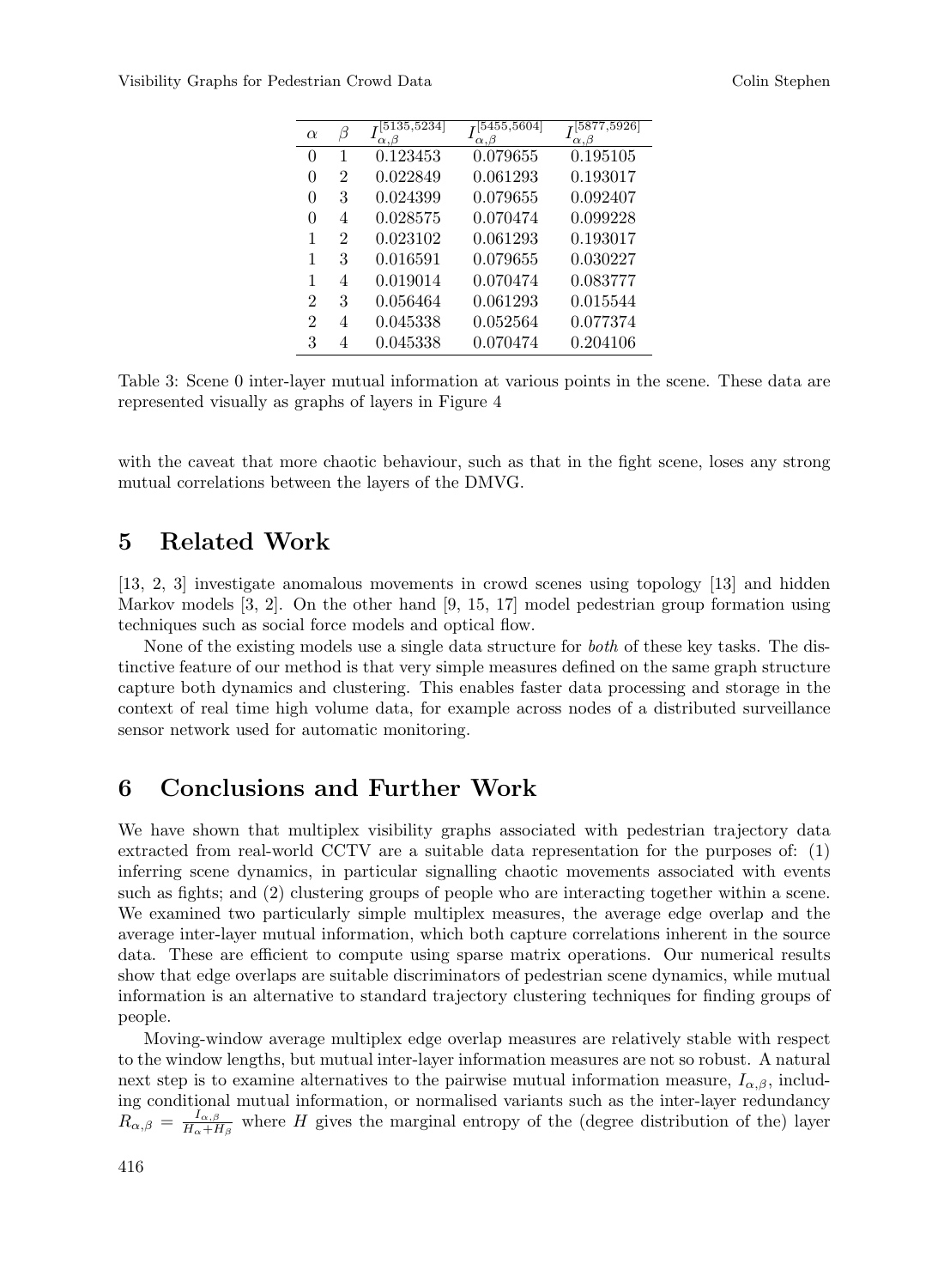| $\alpha$ | $\beta$ | $I_{\alpha,\beta}^{[5135,5234]}$ | $I_{\alpha,\beta}^{[5455,5604]}$ | $I_{\alpha,\beta}^{[5877,5926]}$ |
|---|---|---|---|---|
| 0 | 1 | 0.123453 | 0.079655 | 0.195105 |
| 0 | 2 | 0.022849 | 0.061293 | 0.193017 |
| 0 | 3 | 0.024399 | 0.079655 | 0.092407 |
| 0 | 4 | 0.028575 | 0.070474 | 0.099228 |
| 1 | 2 | 0.023102 | 0.061293 | 0.193017 |
| 1 | 3 | 0.016591 | 0.079655 | 0.030227 |
| 1 | 4 | 0.019014 | 0.070474 | 0.083777 |
| 2 | 3 | 0.056464 | 0.061293 | 0.015544 |
| 2 | 4 | 0.045338 | 0.052564 | 0.077374 |
| 3 | 4 | 0.045338 | 0.070474 | 0.204106 |

Table 3: Scene 0 inter-layer mutual information at various points in the scene. These data are represented visually as graphs of layers in Figure 4

with the caveat that more chaotic behaviour, such as that in the fight scene, loses any strong mutual correlations between the layers of the DMVG.

## 5 Related Work

[13, 2, 3] investigate anomalous movements in crowd scenes using topology [13] and hidden Markov models [3, 2]. On the other hand [9, 15, 17] model pedestrian group formation using techniques such as social force models and optical flow.

None of the existing models use a single data structure for *both* of these key tasks. The distinctive feature of our method is that very simple measures defined on the same graph structure capture both dynamics and clustering. This enables faster data processing and storage in the context of real time high volume data, for example across nodes of a distributed surveillance sensor network used for automatic monitoring.

## 6 Conclusions and Further Work

We have shown that multiplex visibility graphs associated with pedestrian trajectory data extracted from real-world CCTV are a suitable data representation for the purposes of: (1) inferring scene dynamics, in particular signalling chaotic movements associated with events such as fights; and (2) clustering groups of people who are interacting together within a scene. We examined two particularly simple multiplex measures, the average edge overlap and the average inter-layer mutual information, which both capture correlations inherent in the source data. These are efficient to compute using sparse matrix operations. Our numerical results show that edge overlaps are suitable discriminators of pedestrian scene dynamics, while mutual information is an alternative to standard trajectory clustering techniques for finding groups of people.

Moving-window average multiplex edge overlap measures are relatively stable with respect to the window lengths, but mutual inter-layer information measures are not so robust. A natural next step is to examine alternatives to the pairwise mutual information measure, $I_{\alpha,\beta}$, including conditional mutual information, or normalised variants such as the inter-layer redundancy $R_{\alpha,\beta} = \frac{I_{\alpha,\beta}}{H_\alpha + H_\beta}$ where $H$ gives the marginal entropy of the (degree distribution of the) layer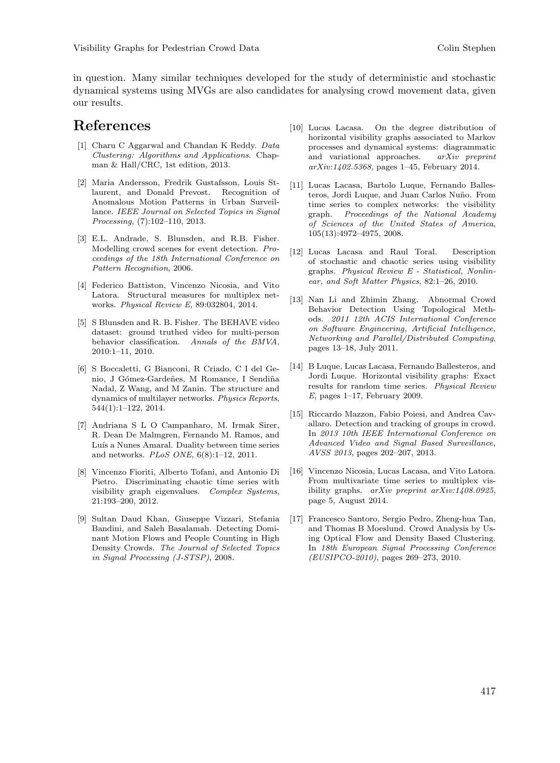in question. Many similar techniques developed for the study of deterministic and stochastic dynamical systems using MVGs are also candidates for analysing crowd movement data, given our results.

# References

[1] Charu C Aggarwal and Chandan K Reddy. *Data Clustering: Algorithms and Applications*. Chapman & Hall/CRC, 1st edition, 2013.

[2] Maria Andersson, Fredrik Gustafsson, Louis St-laurent, and Donald Prevost. Recognition of Anomalous Motion Patterns in Urban Surveillance. *IEEE Journal on Selected Topics in Signal Processing*, (7):102–110, 2013.

[3] E.L. Andrade, S. Blunsden, and R.B. Fisher. Modelling crowd scenes for event detection. *Proceedings of the 18th International Conference on Pattern Recognition*, 2006.

[4] Federico Battiston, Vincenzo Nicosia, and Vito Latora. Structural measures for multiplex networks. *Physical Review E*, 89:032804, 2014.

[5] S Blunsden and R. B. Fisher. The BEHAVE video dataset: ground truthed video for multi-person behavior classification. *Annals of the BMVA*, 2010:1–11, 2010.

[6] S Boccaletti, G Bianconi, R Criado, C I del Genio, J Gómez-Gardeñes, M Romance, I Sendiña Nadal, Z Wang, and M Zanin. The structure and dynamics of multilayer networks. *Physics Reports*, 544(1):1–122, 2014.

[7] Andriana S L O Campanharo, M. Irmak Sirer, R. Dean De Malmgren, Fernando M. Ramos, and Luís a Nunes Amaral. Duality between time series and networks. *PLoS ONE*, 6(8):1–12, 2011.

[8] Vincenzo Fioriti, Alberto Tofani, and Antonio Di Pietro. Discriminating chaotic time series with visibility graph eigenvalues. *Complex Systems*, 21:193–200, 2012.

[9] Sultan Daud Khan, Giuseppe Vizzari, Stefania Bandini, and Saleh Basalamah. Detecting Dominant Motion Flows and People Counting in High Density Crowds. *The Journal of Selected Topics in Signal Processing (J-STSP)*, 2008.

[10] Lucas Lacasa. On the degree distribution of horizontal visibility graphs associated to Markov processes and dynamical systems: diagrammatic and variational approaches. *arXiv preprint arXiv:1402.5368*, pages 1–45, February 2014.

[11] Lucas Lacasa, Bartolo Luque, Fernando Ballesteros, Jordi Luque, and Juan Carlos Nuño. From time series to complex networks: the visibility graph. *Proceedings of the National Academy of Sciences of the United States of America*, 105(13):4972–4975, 2008.

[12] Lucas Lacasa and Raul Toral. Description of stochastic and chaotic series using visibility graphs. *Physical Review E - Statistical, Nonlinear, and Soft Matter Physics*, 82:1–26, 2010.

[13] Nan Li and Zhimin Zhang. Abnormal Crowd Behavior Detection Using Topological Methods. *2011 12th ACIS International Conference on Software Engineering, Artificial Intelligence, Networking and Parallel/Distributed Computing*, pages 13–18, July 2011.

[14] B Luque, Lucas Lacasa, Fernando Ballesteros, and Jordi Luque. Horizontal visibility graphs: Exact results for random time series. *Physical Review E*, pages 1–17, February 2009.

[15] Riccardo Mazzon, Fabio Poiesi, and Andrea Cavallaro. Detection and tracking of groups in crowd. In *2013 10th IEEE International Conference on Advanced Video and Signal Based Surveillance, AVSS 2013*, pages 202–207, 2013.

[16] Vincenzo Nicosia, Lucas Lacasa, and Vito Latora. From multivariate time series to multiplex visibility graphs. *arXiv preprint arXiv:1408.0925*, page 5, August 2014.

[17] Francesco Santoro, Sergio Pedro, Zheng-hua Tan, and Thomas B Moeslund. Crowd Analysis by Using Optical Flow and Density Based Clustering. In *18th European Signal Processing Conference (EUSIPCO-2010)*, pages 269–273, 2010.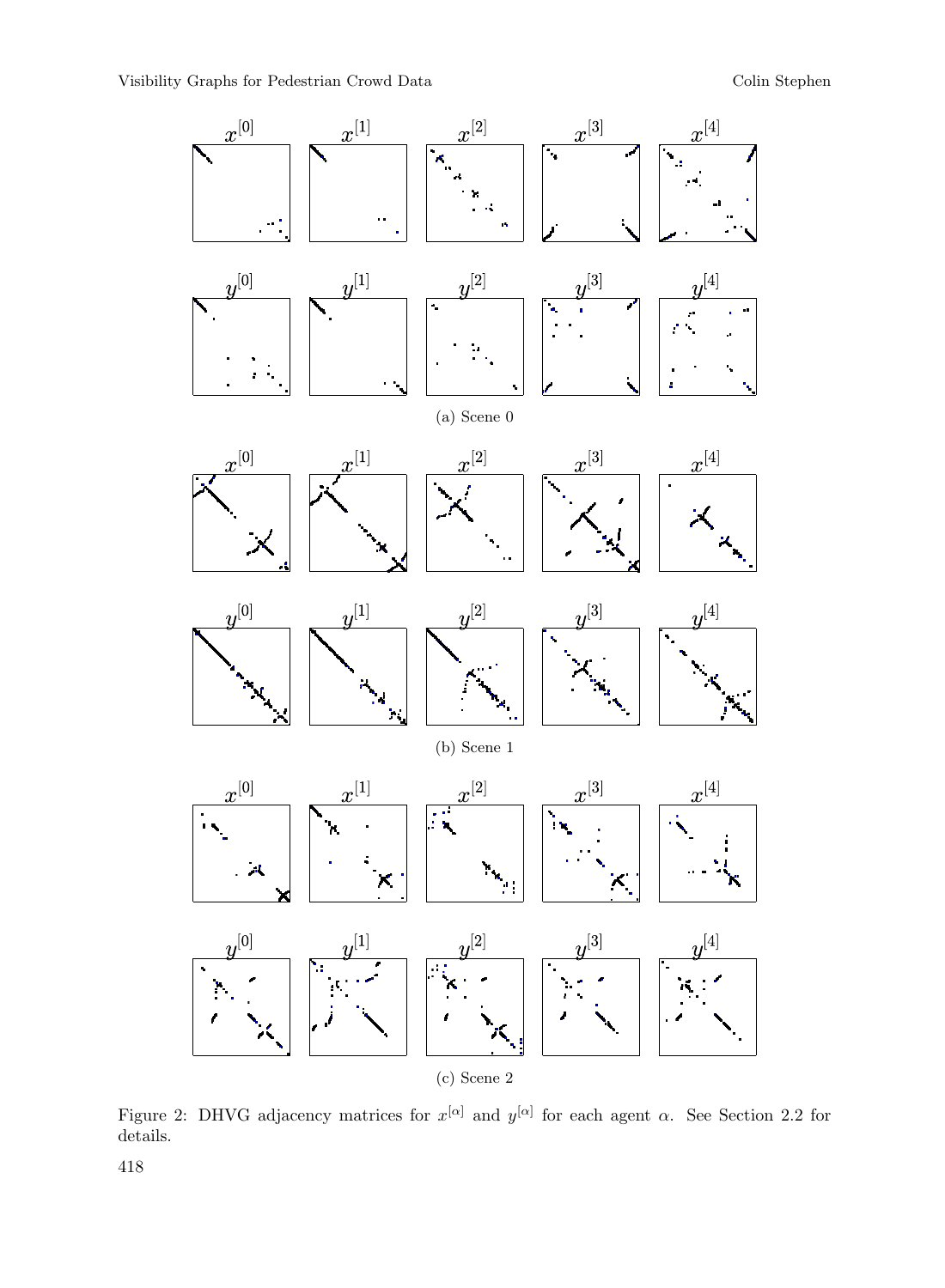$x^{[0]}$ $x^{[1]}$ $x^{[2]}$ $x^{[3]}$ $x^{[4]}$

$y^{[0]}$ $y^{[1]}$ $y^{[2]}$ $y^{[3]}$ $y^{[4]}$

(a) Scene 0

$x^{[0]}$ $x^{[1]}$ $x^{[2]}$ $x^{[3]}$ $x^{[4]}$

$y^{[0]}$ $y^{[1]}$ $y^{[2]}$ $y^{[3]}$ $y^{[4]}$

(b) Scene 1

$x^{[0]}$ $x^{[1]}$ $x^{[2]}$ $x^{[3]}$ $x^{[4]}$

$y^{[0]}$ $y^{[1]}$ $y^{[2]}$ $y^{[3]}$ $y^{[4]}$

(c) Scene 2

Figure 2: DHVG adjacency matrices for $x^{[\alpha]}$ and $y^{[\alpha]}$ for each agent $\alpha$. See Section 2.2 for details.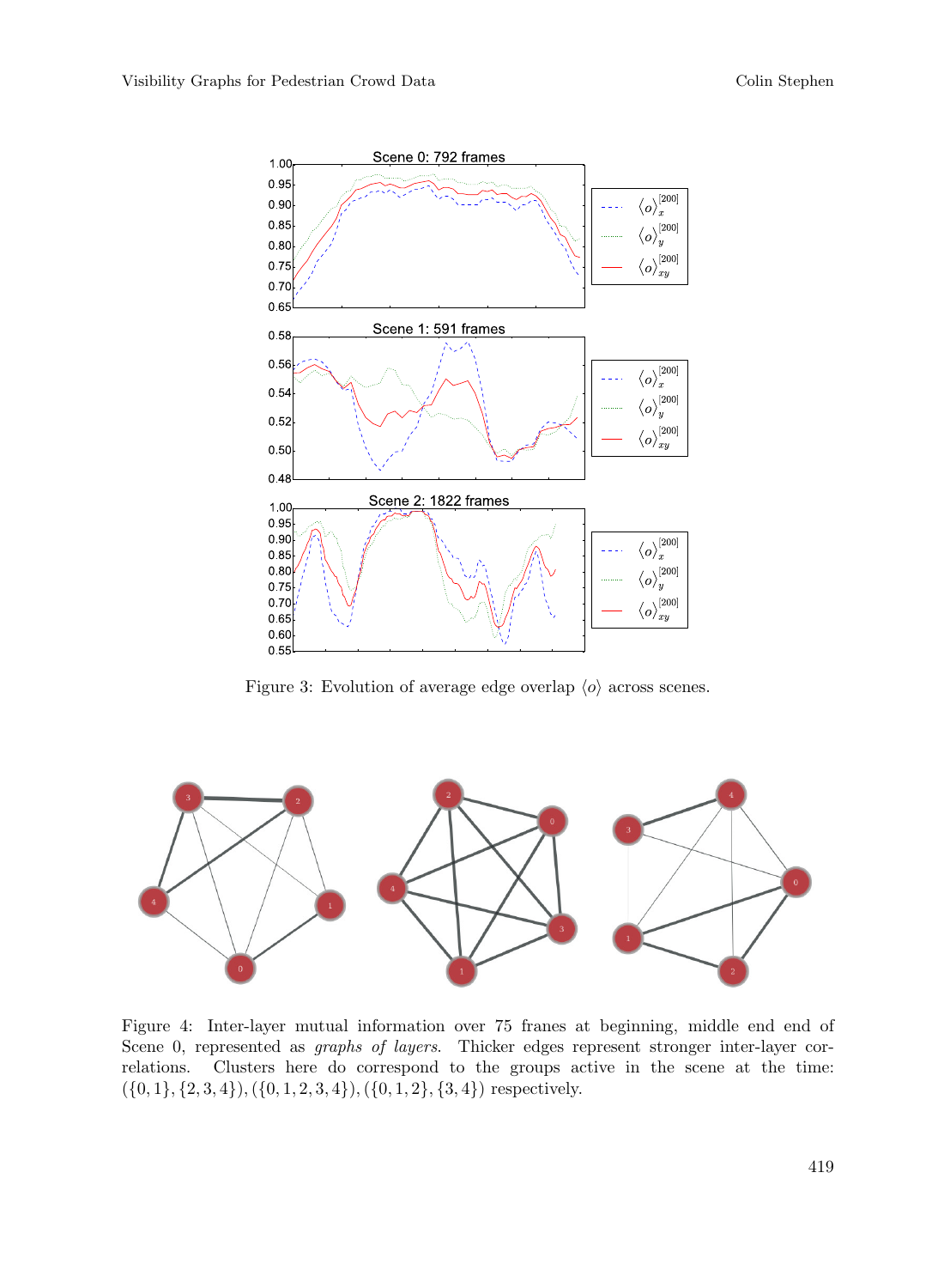Scene 0: 792 frames

1.00
0.95
0.90
0.85
0.80
0.75
0.70
0.65

$\langle o \rangle_x^{[200]}$

$\langle o \rangle_y^{[200]}$

$\langle o \rangle_{xy}^{[200]}$

Scene 1: 591 frames

0.58
0.56
0.54
0.52
0.50
0.48

$\langle o \rangle_x^{[200]}$

$\langle o \rangle_y^{[200]}$

$\langle o \rangle_{xy}^{[200]}$

Scene 2: 1822 frames

1.00
0.95
0.90
0.85
0.80
0.75
0.70
0.65
0.60
0.55

$\langle o \rangle_x^{[200]}$

$\langle o \rangle_y^{[200]}$

$\langle o \rangle_{xy}^{[200]}$

Figure 3: Evolution of average edge overlap $\langle o \rangle$ across scenes.

Figure 4: Inter-layer mutual information over 75 franes at beginning, middle end end of Scene 0, represented as *graphs of layers*. Thicker edges represent stronger inter-layer correlations. Clusters here do correspond to the groups active in the scene at the time: $(\{0, 1\}, \{2, 3, 4\}), (\{0, 1, 2, 3, 4\}), (\{0, 1, 2\}, \{3, 4\})$ respectively.